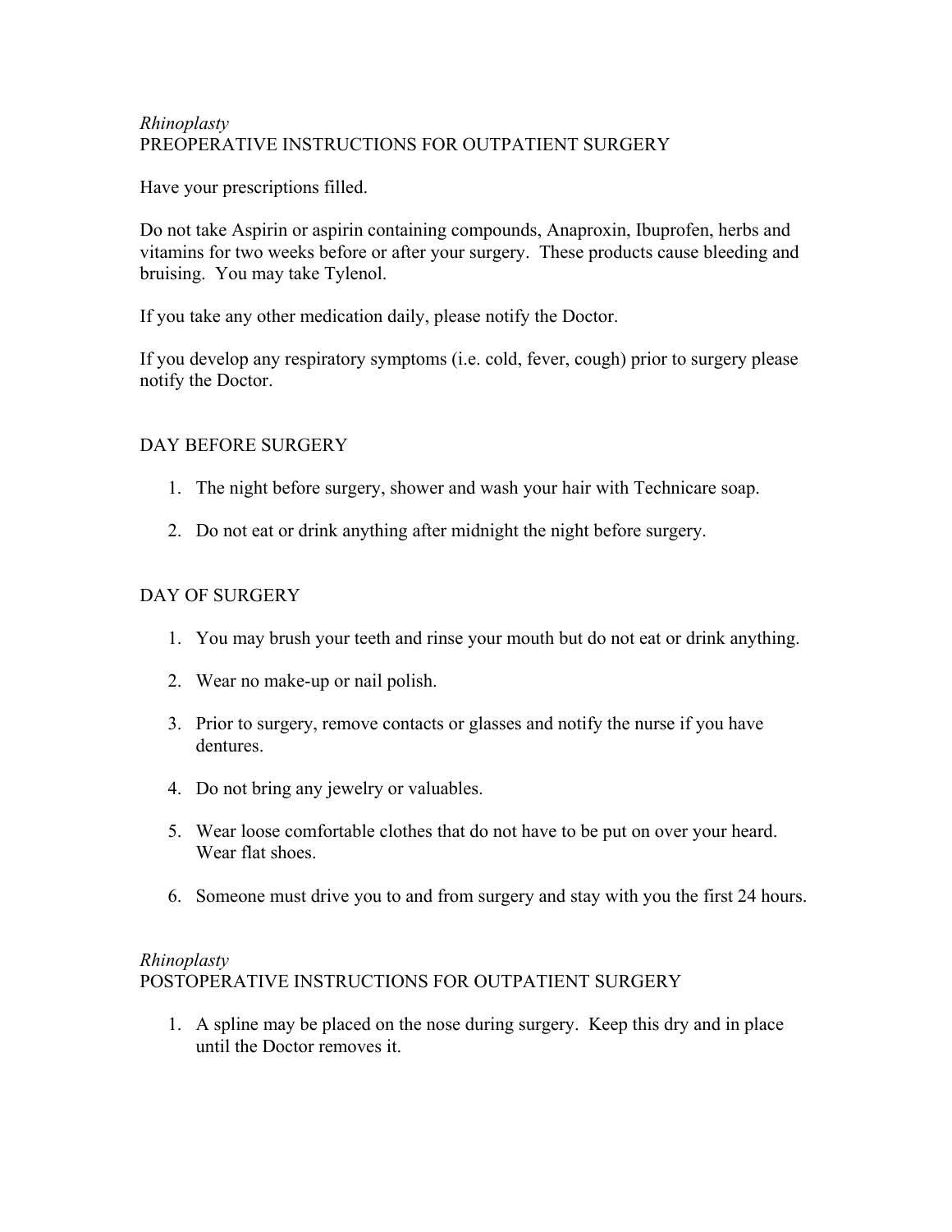*Rhinoplasty*
PREOPERATIVE INSTRUCTIONS FOR OUTPATIENT SURGERY

Have your prescriptions filled.

Do not take Aspirin or aspirin containing compounds, Anaproxin, Ibuprofen, herbs and vitamins for two weeks before or after your surgery. These products cause bleeding and bruising. You may take Tylenol.

If you take any other medication daily, please notify the Doctor.

If you develop any respiratory symptoms (i.e. cold, fever, cough) prior to surgery please notify the Doctor.

DAY BEFORE SURGERY

1. The night before surgery, shower and wash your hair with Technicare soap.

2. Do not eat or drink anything after midnight the night before surgery.

DAY OF SURGERY

1. You may brush your teeth and rinse your mouth but do not eat or drink anything.

2. Wear no make-up or nail polish.

3. Prior to surgery, remove contacts or glasses and notify the nurse if you have dentures.

4. Do not bring any jewelry or valuables.

5. Wear loose comfortable clothes that do not have to be put on over your heard. Wear flat shoes.

6. Someone must drive you to and from surgery and stay with you the first 24 hours.

*Rhinoplasty*
POSTOPERATIVE INSTRUCTIONS FOR OUTPATIENT SURGERY

1. A spline may be placed on the nose during surgery. Keep this dry and in place until the Doctor removes it.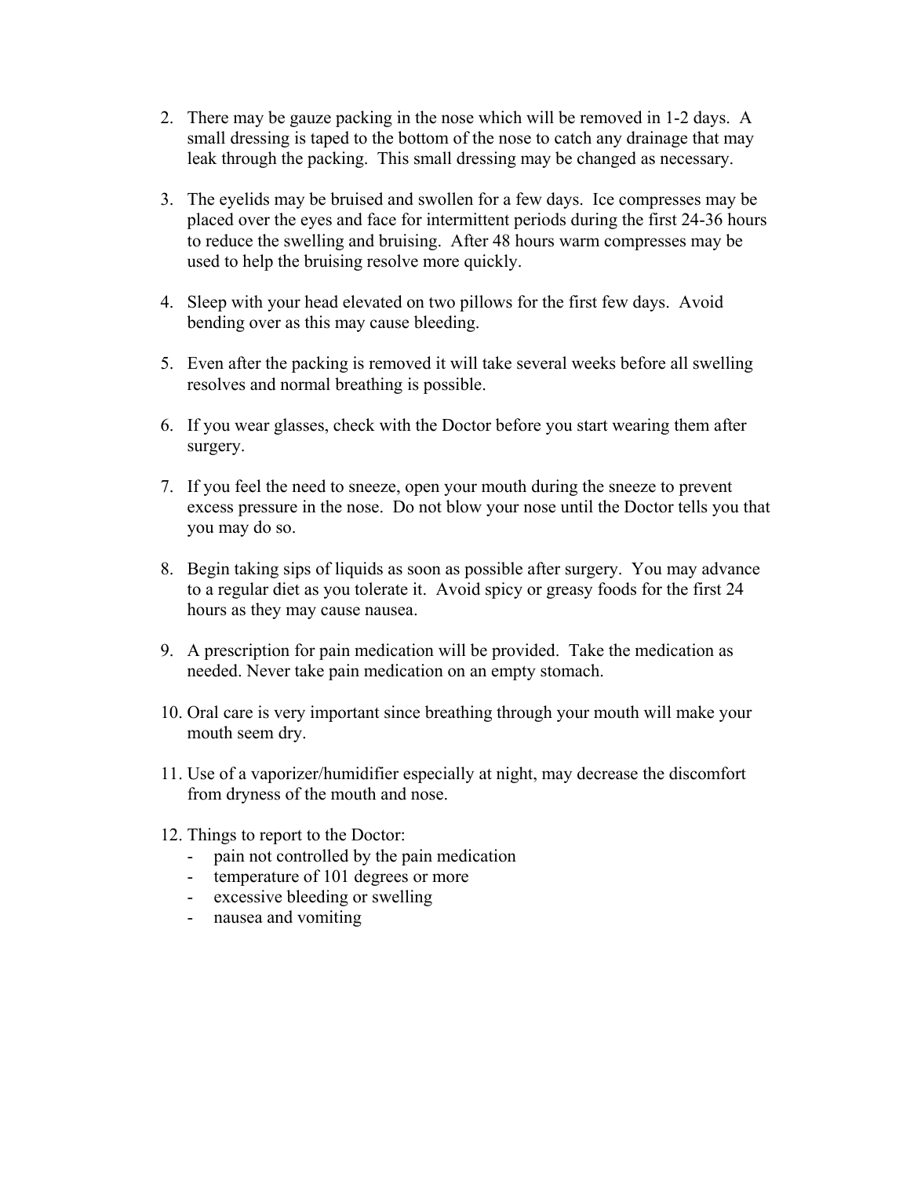2. There may be gauze packing in the nose which will be removed in 1-2 days. A small dressing is taped to the bottom of the nose to catch any drainage that may leak through the packing. This small dressing may be changed as necessary.

3. The eyelids may be bruised and swollen for a few days. Ice compresses may be placed over the eyes and face for intermittent periods during the first 24-36 hours to reduce the swelling and bruising. After 48 hours warm compresses may be used to help the bruising resolve more quickly.

4. Sleep with your head elevated on two pillows for the first few days. Avoid bending over as this may cause bleeding.

5. Even after the packing is removed it will take several weeks before all swelling resolves and normal breathing is possible.

6. If you wear glasses, check with the Doctor before you start wearing them after surgery.

7. If you feel the need to sneeze, open your mouth during the sneeze to prevent excess pressure in the nose. Do not blow your nose until the Doctor tells you that you may do so.

8. Begin taking sips of liquids as soon as possible after surgery. You may advance to a regular diet as you tolerate it. Avoid spicy or greasy foods for the first 24 hours as they may cause nausea.

9. A prescription for pain medication will be provided. Take the medication as needed. Never take pain medication on an empty stomach.

10. Oral care is very important since breathing through your mouth will make your mouth seem dry.

11. Use of a vaporizer/humidifier especially at night, may decrease the discomfort from dryness of the mouth and nose.

12. Things to report to the Doctor:
    - pain not controlled by the pain medication
    - temperature of 101 degrees or more
    - excessive bleeding or swelling
    - nausea and vomiting